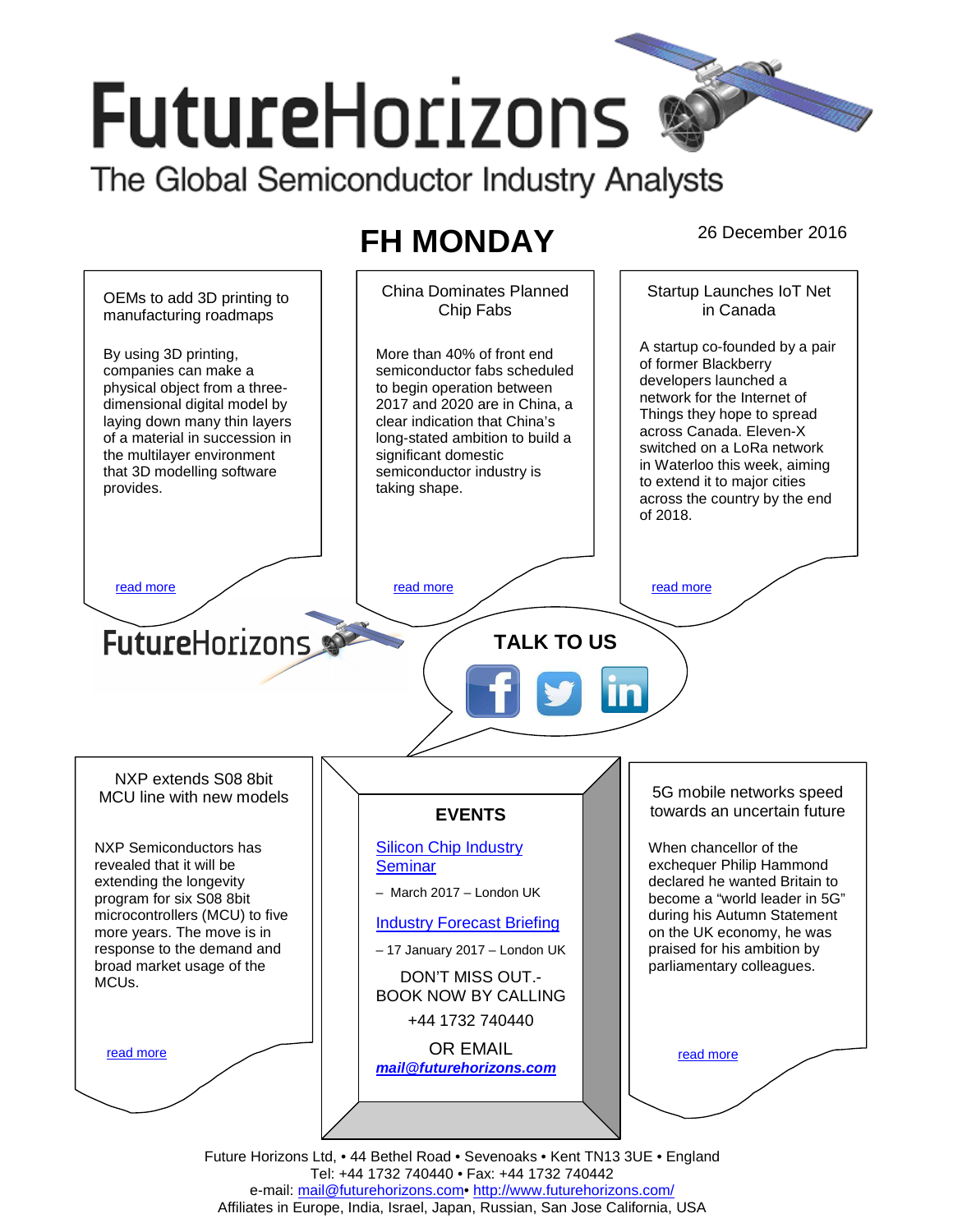# FutureHorizons

The Global Semiconductor Industry Analysts

## FH MONDAY

26 December 2016

### OEMs to add 3D printing to manufacturing roadmaps

By using 3D printing, companies can make a physical object from a three-dimensional digital model by laying down many thin layers of a material in succession in the multilayer environment that 3D modelling software provides.

read more

### China Dominates Planned Chip Fabs

More than 40% of front end semiconductor fabs scheduled to begin operation between 2017 and 2020 are in China, a clear indication that China's long-stated ambition to build a significant domestic semiconductor industry is taking shape.

read more

### Startup Launches IoT Net in Canada

A startup co-founded by a pair of former Blackberry developers launched a network for the Internet of Things they hope to spread across Canada. Eleven-X switched on a LoRa network in Waterloo this week, aiming to extend it to major cities across the country by the end of 2018.

read more

FutureHorizons

**TALK TO US**

### NXP extends S08 8bit MCU line with new models

NXP Semiconductors has revealed that it will be extending the longevity program for six S08 8bit microcontrollers (MCU) to five more years. The move is in response to the demand and broad market usage of the MCUs.

read more

### EVENTS

Silicon Chip Industry Seminar

– March 2017 – London UK

Industry Forecast Briefing

– 17 January 2017 – London UK

DON'T MISS OUT.- BOOK NOW BY CALLING

+44 1732 740440

OR EMAIL

***mail@futurehorizons.com***

### 5G mobile networks speed towards an uncertain future

When chancellor of the exchequer Philip Hammond declared he wanted Britain to become a "world leader in 5G" during his Autumn Statement on the UK economy, he was praised for his ambition by parliamentary colleagues.

read more

Future Horizons Ltd, • 44 Bethel Road • Sevenoaks • Kent TN13 3UE • England
Tel: +44 1732 740440 • Fax: +44 1732 740442
e-mail: mail@futurehorizons.com• http://www.futurehorizons.com/
Affiliates in Europe, India, Israel, Japan, Russian, San Jose California, USA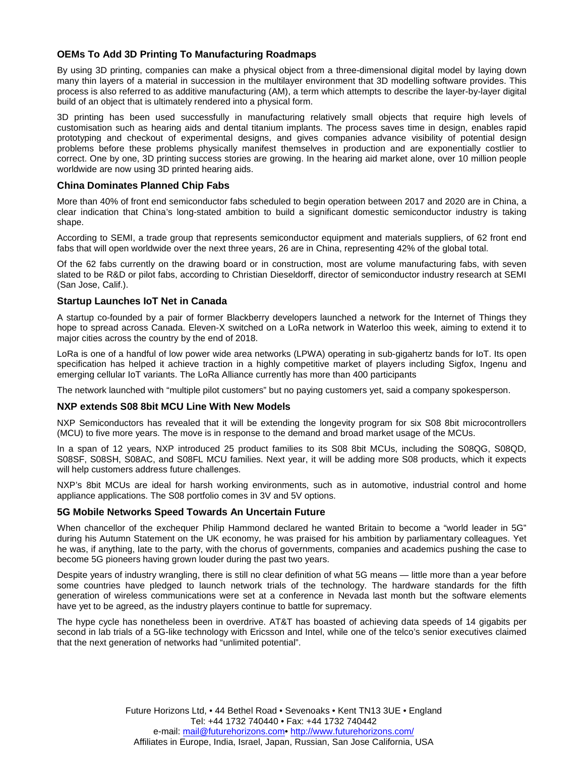### OEMs To Add 3D Printing To Manufacturing Roadmaps

By using 3D printing, companies can make a physical object from a three-dimensional digital model by laying down many thin layers of a material in succession in the multilayer environment that 3D modelling software provides. This process is also referred to as additive manufacturing (AM), a term which attempts to describe the layer-by-layer digital build of an object that is ultimately rendered into a physical form.

3D printing has been used successfully in manufacturing relatively small objects that require high levels of customisation such as hearing aids and dental titanium implants. The process saves time in design, enables rapid prototyping and checkout of experimental designs, and gives companies advance visibility of potential design problems before these problems physically manifest themselves in production and are exponentially costlier to correct. One by one, 3D printing success stories are growing. In the hearing aid market alone, over 10 million people worldwide are now using 3D printed hearing aids.

### China Dominates Planned Chip Fabs

More than 40% of front end semiconductor fabs scheduled to begin operation between 2017 and 2020 are in China, a clear indication that China's long-stated ambition to build a significant domestic semiconductor industry is taking shape.

According to SEMI, a trade group that represents semiconductor equipment and materials suppliers, of 62 front end fabs that will open worldwide over the next three years, 26 are in China, representing 42% of the global total.

Of the 62 fabs currently on the drawing board or in construction, most are volume manufacturing fabs, with seven slated to be R&D or pilot fabs, according to Christian Dieseldorff, director of semiconductor industry research at SEMI (San Jose, Calif.).

### Startup Launches IoT Net in Canada

A startup co-founded by a pair of former Blackberry developers launched a network for the Internet of Things they hope to spread across Canada. Eleven-X switched on a LoRa network in Waterloo this week, aiming to extend it to major cities across the country by the end of 2018.

LoRa is one of a handful of low power wide area networks (LPWA) operating in sub-gigahertz bands for IoT. Its open specification has helped it achieve traction in a highly competitive market of players including Sigfox, Ingenu and emerging cellular IoT variants. The LoRa Alliance currently has more than 400 participants

The network launched with "multiple pilot customers" but no paying customers yet, said a company spokesperson.

### NXP extends S08 8bit MCU Line With New Models

NXP Semiconductors has revealed that it will be extending the longevity program for six S08 8bit microcontrollers (MCU) to five more years. The move is in response to the demand and broad market usage of the MCUs.

In a span of 12 years, NXP introduced 25 product families to its S08 8bit MCUs, including the S08QG, S08QD, S08SF, S08SH, S08AC, and S08FL MCU families. Next year, it will be adding more S08 products, which it expects will help customers address future challenges.

NXP's 8bit MCUs are ideal for harsh working environments, such as in automotive, industrial control and home appliance applications. The S08 portfolio comes in 3V and 5V options.

### 5G Mobile Networks Speed Towards An Uncertain Future

When chancellor of the exchequer Philip Hammond declared he wanted Britain to become a "world leader in 5G" during his Autumn Statement on the UK economy, he was praised for his ambition by parliamentary colleagues. Yet he was, if anything, late to the party, with the chorus of governments, companies and academics pushing the case to become 5G pioneers having grown louder during the past two years.

Despite years of industry wrangling, there is still no clear definition of what 5G means — little more than a year before some countries have pledged to launch network trials of the technology. The hardware standards for the fifth generation of wireless communications were set at a conference in Nevada last month but the software elements have yet to be agreed, as the industry players continue to battle for supremacy.

The hype cycle has nonetheless been in overdrive. AT&T has boasted of achieving data speeds of 14 gigabits per second in lab trials of a 5G-like technology with Ericsson and Intel, while one of the telco's senior executives claimed that the next generation of networks had "unlimited potential".

Future Horizons Ltd, • 44 Bethel Road • Sevenoaks • Kent TN13 3UE • England
Tel: +44 1732 740440 • Fax: +44 1732 740442
e-mail: mail@futurehorizons.com• http://www.futurehorizons.com/
Affiliates in Europe, India, Israel, Japan, Russian, San Jose California, USA